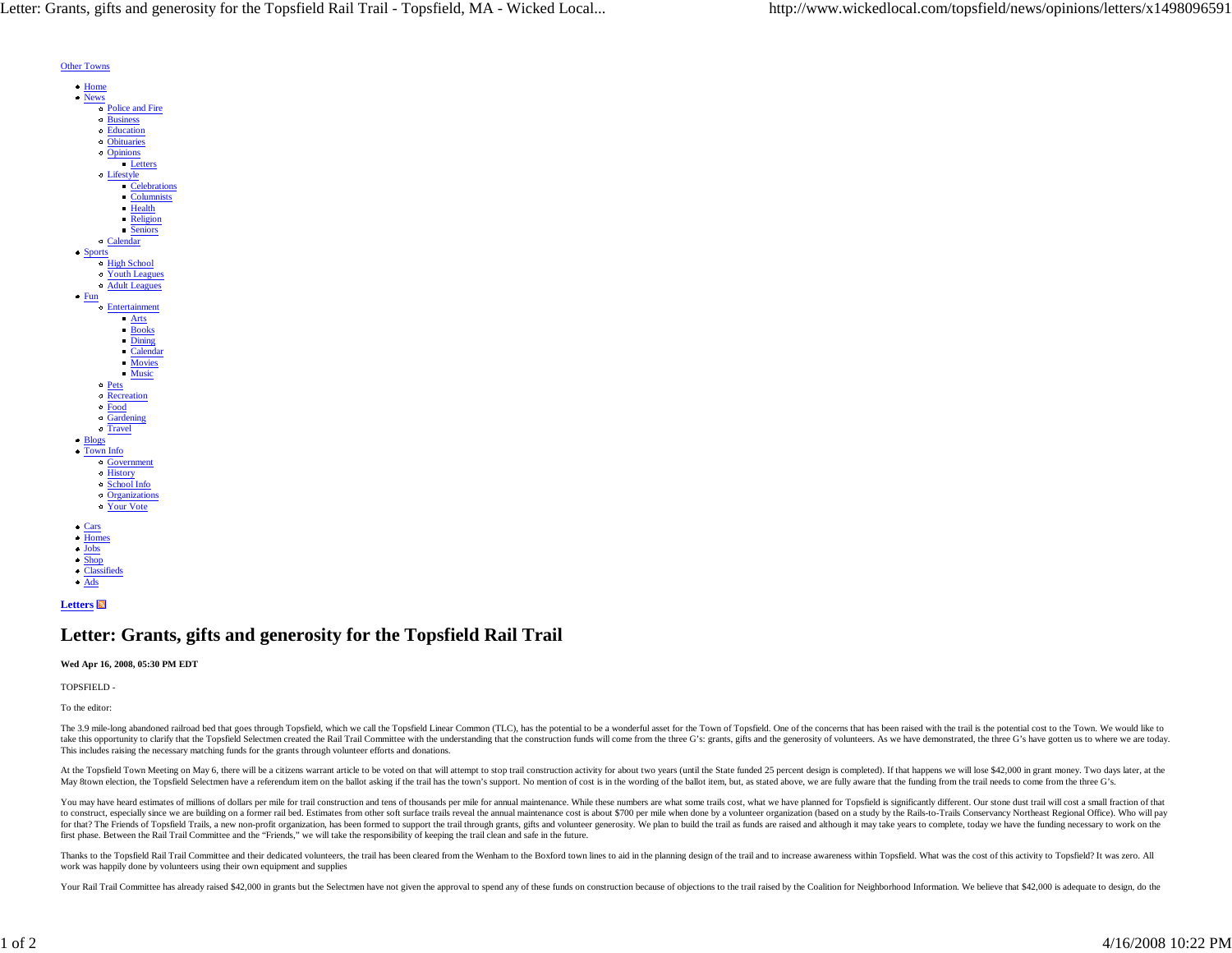[Other Towns](#)

- Home
- News
  - Police and Fire
  - Business
  - Education
  - Obituaries
  - Opinions
    - Letters
  - Lifestyle
    - Celebrations
    - Columnists
    - Health
    - Religion
    - Seniors
  - Calendar
- Sports
  - High School
  - Youth Leagues
  - Adult Leagues
- Fun
  - Entertainment
    - Arts
    - Books
    - Dining
    - Calendar
    - Movies
    - Music
  - Pets
  - Recreation
  - Food
  - Gardening
  - Travel
- Blogs
- Town Info
  - Government
  - History
  - School Info
  - Organizations
  - Your Vote

- Cars
- Homes
- Jobs
- Shop
- Classifieds
- Ads

**Letters**

# Letter: Grants, gifts and generosity for the Topsfield Rail Trail

**Wed Apr 16, 2008, 05:30 PM EDT**

TOPSFIELD -

To the editor:

The 3.9 mile-long abandoned railroad bed that goes through Topsfield, which we call the Topsfield Linear Common (TLC), has the potential to be a wonderful asset for the Town of Topsfield. One of the concerns that has been raised with the trail is the potential cost to the Town. We would like to take this opportunity to clarify that the Topsfield Selectmen created the Rail Trail Committee with the understanding that the construction funds will come from the three G's: grants, gifts and the generosity of volunteers. As we have demonstrated, the three G's have gotten us to where we are today. This includes raising the necessary matching funds for the grants through volunteer efforts and donations.

At the Topsfield Town Meeting on May 6, there will be a citizens warrant article to be voted on that will attempt to stop trail construction activity for about two years (until the State funded 25 percent design is completed). If that happens we will lose $42,000 in grant money. Two days later, at the May 8town election, the Topsfield Selectmen have a referendum item on the ballot asking if the trail has the town's support. No mention of cost is in the wording of the ballot item, but, as stated above, we are fully aware that the funding from the trail needs to come from the three G's.

You may have heard estimates of millions of dollars per mile for trail construction and tens of thousands per mile for annual maintenance. While these numbers are what some trails cost, what we have planned for Topsfield is significantly different. Our stone dust trail will cost a small fraction of that to construct, especially since we are building on a former rail bed. Estimates from other soft surface trails reveal the annual maintenance cost is about $700 per mile when done by a volunteer organization (based on a study by the Rails-to-Trails Conservancy Northeast Regional Office). Who will pay for that? The Friends of Topsfield Trails, a new non-profit organization, has been formed to support the trail through grants, gifts and volunteer generosity. We plan to build the trail as funds are raised and although it may take years to complete, today we have the funding necessary to work on the first phase. Between the Rail Trail Committee and the "Friends," we will take the responsibility of keeping the trail clean and safe in the future.

Thanks to the Topsfield Rail Trail Committee and their dedicated volunteers, the trail has been cleared from the Wenham to the Boxford town lines to aid in the planning design of the trail and to increase awareness within Topsfield. What was the cost of this activity to Topsfield? It was zero. All work was happily done by volunteers using their own equipment and supplies

Your Rail Trail Committee has already raised $42,000 in grants but the Selectmen have not given the approval to spend any of these funds on construction because of objections to the trail raised by the Coalition for Neighborhood Information. We believe that $42,000 is adequate to design, do the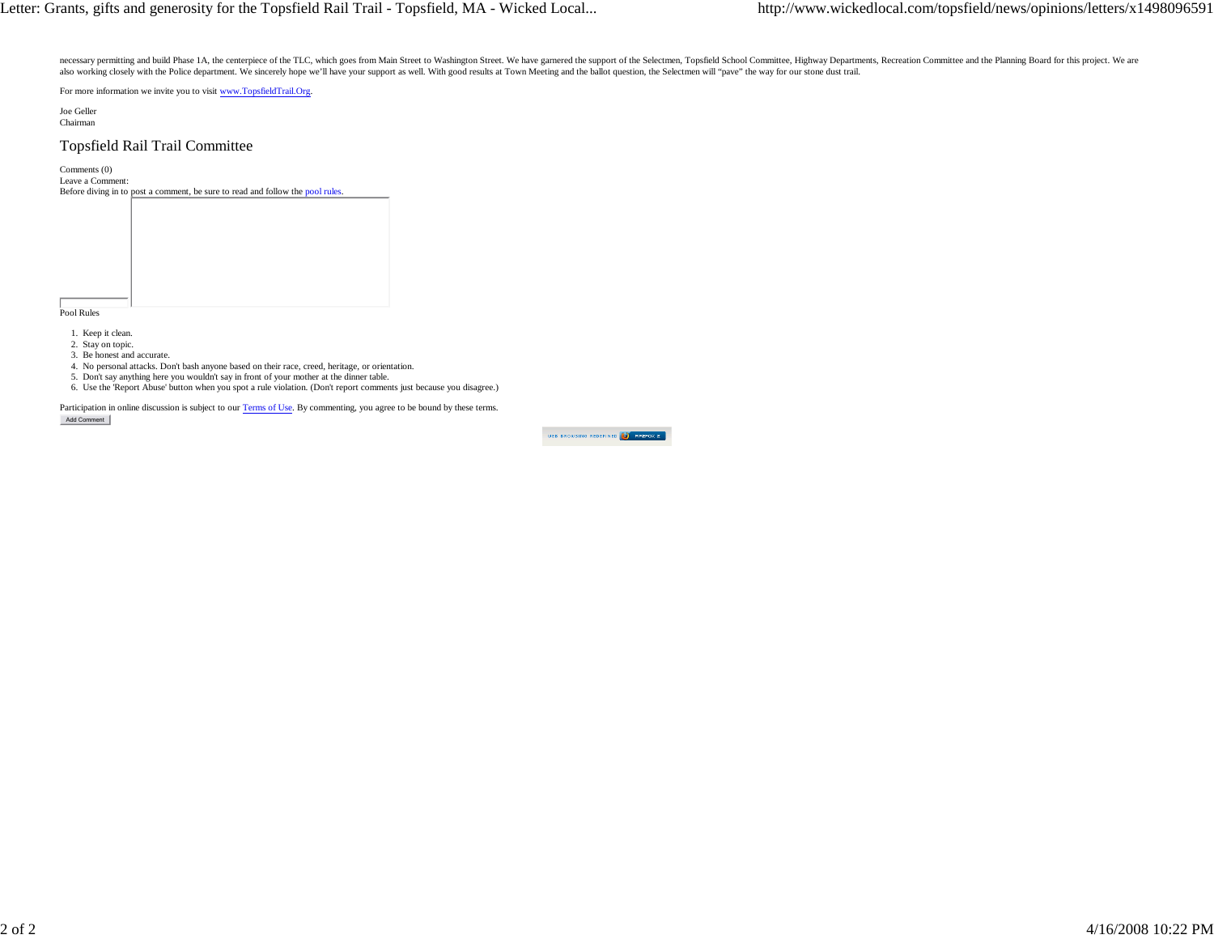necessary permitting and build Phase 1A, the centerpiece of the TLC, which goes from Main Street to Washington Street. We have garnered the support of the Selectmen, Topsfield School Committee, Highway Departments, Recreation Committee and the Planning Board for this project. We are also working closely with the Police department. We sincerely hope we'll have your support as well. With good results at Town Meeting and the ballot question, the Selectmen will "pave" the way for our stone dust trail.

For more information we invite you to visit www.TopsfieldTrail.Org.

Joe Geller
Chairman

## Topsfield Rail Trail Committee

Comments (0)
Leave a Comment:
Before diving in to post a comment, be sure to read and follow the pool rules.

Pool Rules

1. Keep it clean.
2. Stay on topic.
3. Be honest and accurate.
4. No personal attacks. Don't bash anyone based on their race, creed, heritage, or orientation.
5. Don't say anything here you wouldn't say in front of your mother at the dinner table.
6. Use the 'Report Abuse' button when you spot a rule violation. (Don't report comments just because you disagree.)

Participation in online discussion is subject to our Terms of Use. By commenting, you agree to be bound by these terms.

Add Comment